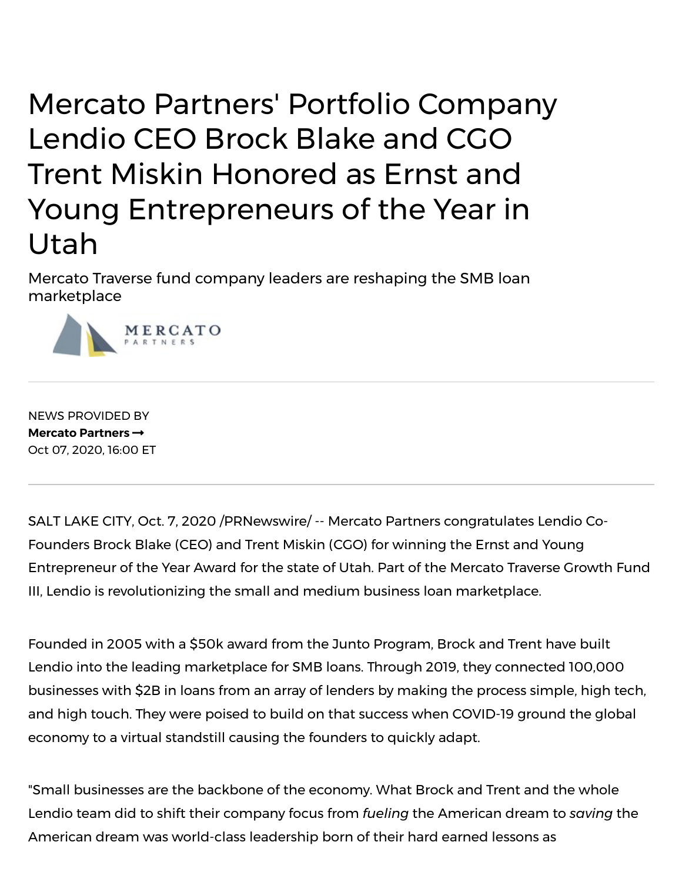# Mercato Partners' Portfolio Company Lendio CEO Brock Blake and CGO Trent Miskin Honored as Ernst and Young Entrepreneurs of the Year in Utah

Mercato Traverse fund company leaders are reshaping the SMB loan marketplace

NEWS PROVIDED BY

**Mercato Partners →**

Oct 07, 2020, 16:00 ET

---

SALT LAKE CITY, Oct. 7, 2020 /PRNewswire/ -- Mercato Partners congratulates Lendio Co-Founders Brock Blake (CEO) and Trent Miskin (CGO) for winning the Ernst and Young Entrepreneur of the Year Award for the state of Utah. Part of the Mercato Traverse Growth Fund III, Lendio is revolutionizing the small and medium business loan marketplace.

Founded in 2005 with a $50k award from the Junto Program, Brock and Trent have built Lendio into the leading marketplace for SMB loans. Through 2019, they connected 100,000 businesses with $2B in loans from an array of lenders by making the process simple, high tech, and high touch. They were poised to build on that success when COVID-19 ground the global economy to a virtual standstill causing the founders to quickly adapt.

"Small businesses are the backbone of the economy. What Brock and Trent and the whole Lendio team did to shift their company focus from *fueling* the American dream to *saving* the American dream was world-class leadership born of their hard earned lessons as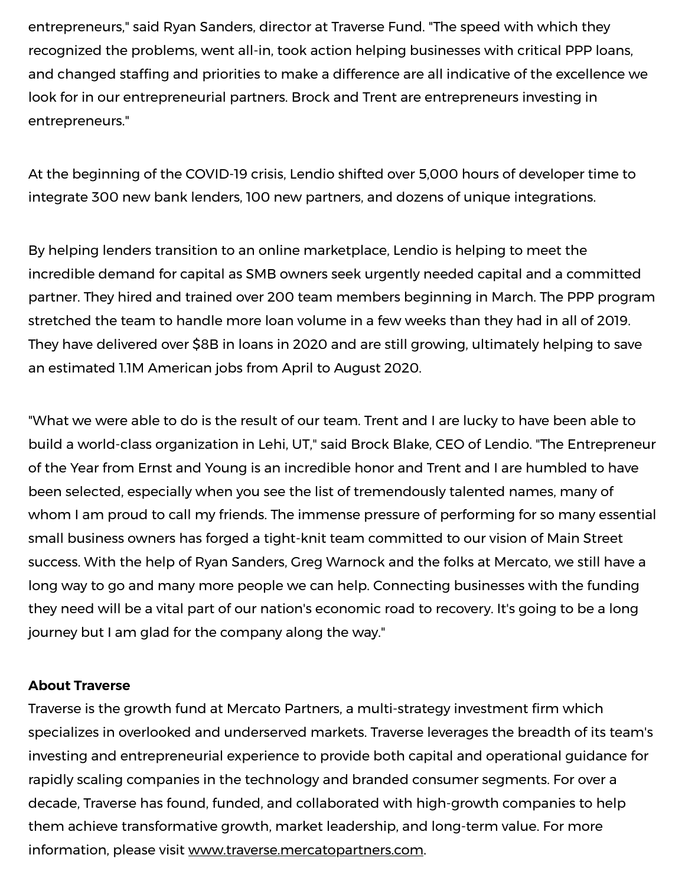entrepreneurs," said Ryan Sanders, director at Traverse Fund. "The speed with which they recognized the problems, went all-in, took action helping businesses with critical PPP loans, and changed staffing and priorities to make a difference are all indicative of the excellence we look for in our entrepreneurial partners. Brock and Trent are entrepreneurs investing in entrepreneurs."

At the beginning of the COVID-19 crisis, Lendio shifted over 5,000 hours of developer time to integrate 300 new bank lenders, 100 new partners, and dozens of unique integrations.

By helping lenders transition to an online marketplace, Lendio is helping to meet the incredible demand for capital as SMB owners seek urgently needed capital and a committed partner. They hired and trained over 200 team members beginning in March. The PPP program stretched the team to handle more loan volume in a few weeks than they had in all of 2019. They have delivered over $8B in loans in 2020 and are still growing, ultimately helping to save an estimated 1.1M American jobs from April to August 2020.

"What we were able to do is the result of our team. Trent and I are lucky to have been able to build a world-class organization in Lehi, UT," said Brock Blake, CEO of Lendio. "The Entrepreneur of the Year from Ernst and Young is an incredible honor and Trent and I are humbled to have been selected, especially when you see the list of tremendously talented names, many of whom I am proud to call my friends. The immense pressure of performing for so many essential small business owners has forged a tight-knit team committed to our vision of Main Street success. With the help of Ryan Sanders, Greg Warnock and the folks at Mercato, we still have a long way to go and many more people we can help. Connecting businesses with the funding they need will be a vital part of our nation's economic road to recovery. It's going to be a long journey but I am glad for the company along the way."

**About Traverse**

Traverse is the growth fund at Mercato Partners, a multi-strategy investment firm which specializes in overlooked and underserved markets. Traverse leverages the breadth of its team's investing and entrepreneurial experience to provide both capital and operational guidance for rapidly scaling companies in the technology and branded consumer segments. For over a decade, Traverse has found, funded, and collaborated with high-growth companies to help them achieve transformative growth, market leadership, and long-term value. For more information, please visit www.traverse.mercatopartners.com.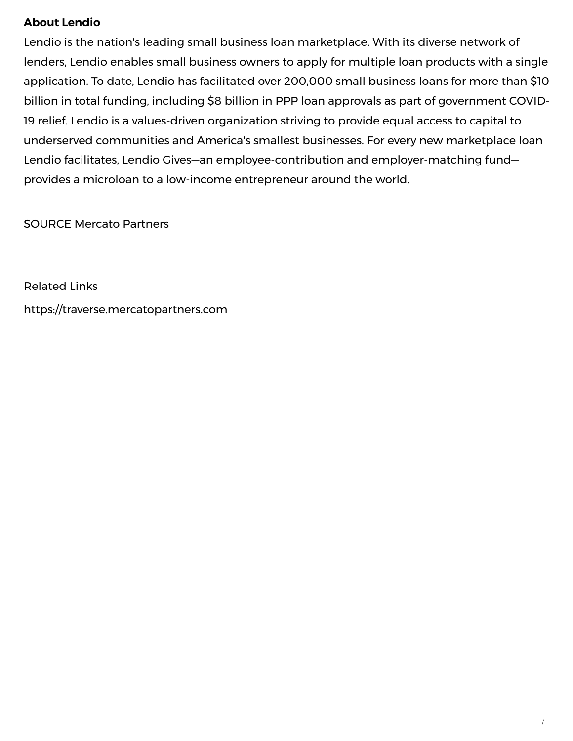**About Lendio**

Lendio is the nation's leading small business loan marketplace. With its diverse network of lenders, Lendio enables small business owners to apply for multiple loan products with a single application. To date, Lendio has facilitated over 200,000 small business loans for more than $10 billion in total funding, including $8 billion in PPP loan approvals as part of government COVID-19 relief. Lendio is a values-driven organization striving to provide equal access to capital to underserved communities and America's smallest businesses. For every new marketplace loan Lendio facilitates, Lendio Gives—an employee-contribution and employer-matching fund—provides a microloan to a low-income entrepreneur around the world.

SOURCE Mercato Partners

Related Links

https://traverse.mercatopartners.com